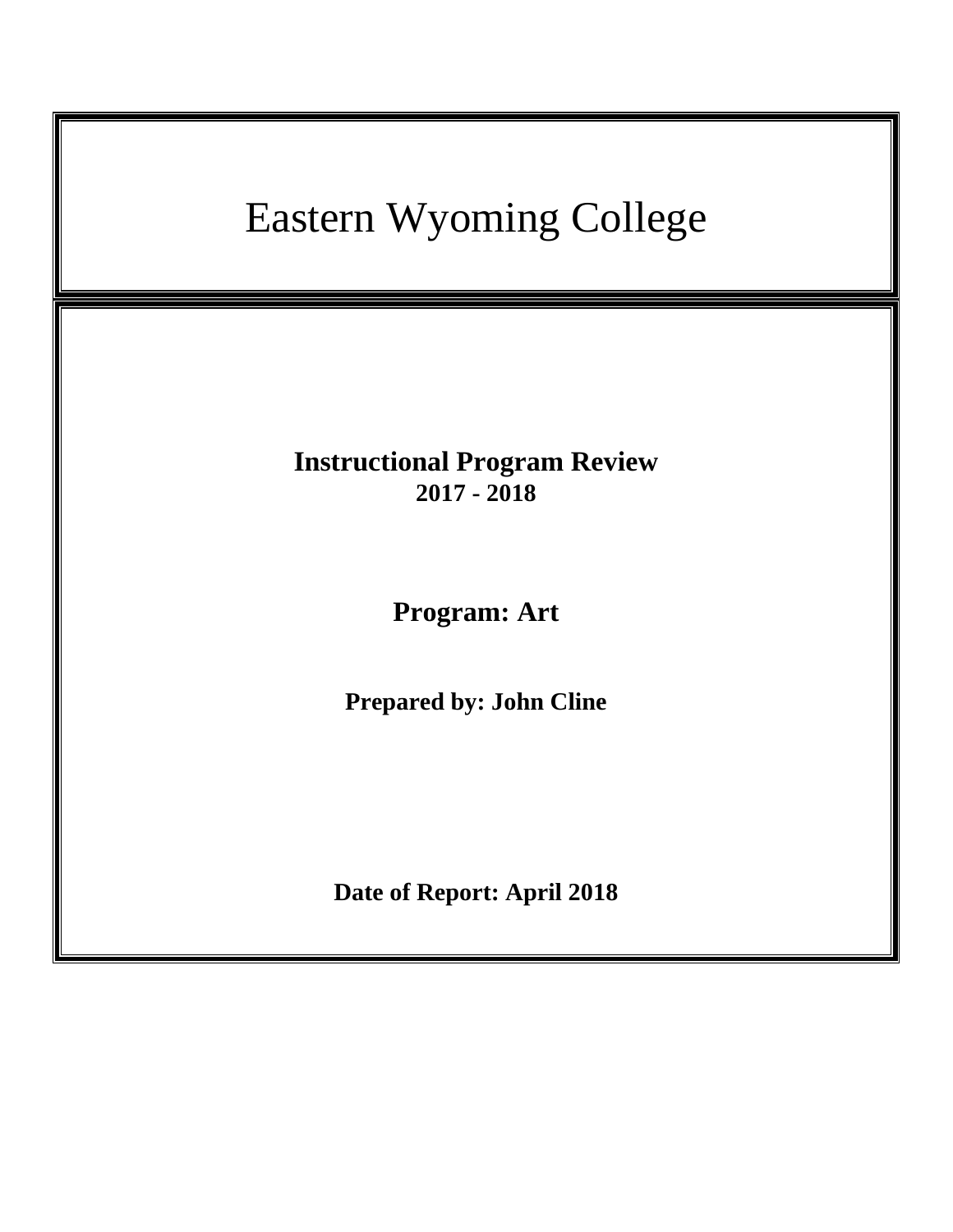# Eastern Wyoming College

**Instructional Program Review**
**2017 - 2018**

**Program: Art**

**Prepared by: John Cline**

**Date of Report: April 2018**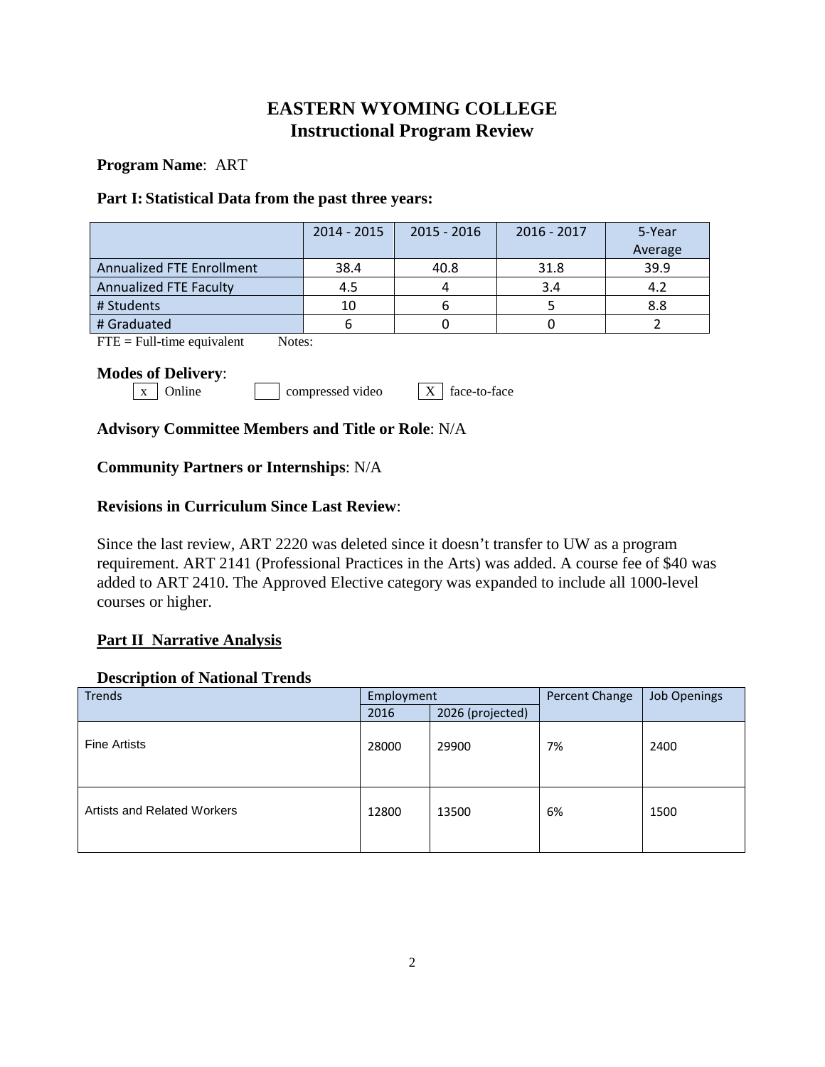# EASTERN WYOMING COLLEGE
# Instructional Program Review

**Program Name**: ART

**Part I: Statistical Data from the past three years:**

| | 2014 - 2015 | 2015 - 2016 | 2016 - 2017 | 5-Year Average |
|---|---|---|---|---|
| Annualized FTE Enrollment | 38.4 | 40.8 | 31.8 | 39.9 |
| Annualized FTE Faculty | 4.5 | 4 | 3.4 | 4.2 |
| # Students | 10 | 6 | 5 | 8.8 |
| # Graduated | 6 | 0 | 0 | 2 |

FTE = Full-time equivalent     Notes:

**Modes of Delivery**:

[x] Online     [ ] compressed video     [X] face-to-face

**Advisory Committee Members and Title or Role**: N/A

**Community Partners or Internships**: N/A

**Revisions in Curriculum Since Last Review**:

Since the last review, ART 2220 was deleted since it doesn't transfer to UW as a program requirement. ART 2141 (Professional Practices in the Arts) was added. A course fee of $40 was added to ART 2410. The Approved Elective category was expanded to include all 1000-level courses or higher.

## Part II Narrative Analysis

**Description of National Trends**

| Trends | Employment | | Percent Change | Job Openings |
|---|---|---|---|---|
| | 2016 | 2026 (projected) | | |
| Fine Artists | 28000 | 29900 | 7% | 2400 |
| Artists and Related Workers | 12800 | 13500 | 6% | 1500 |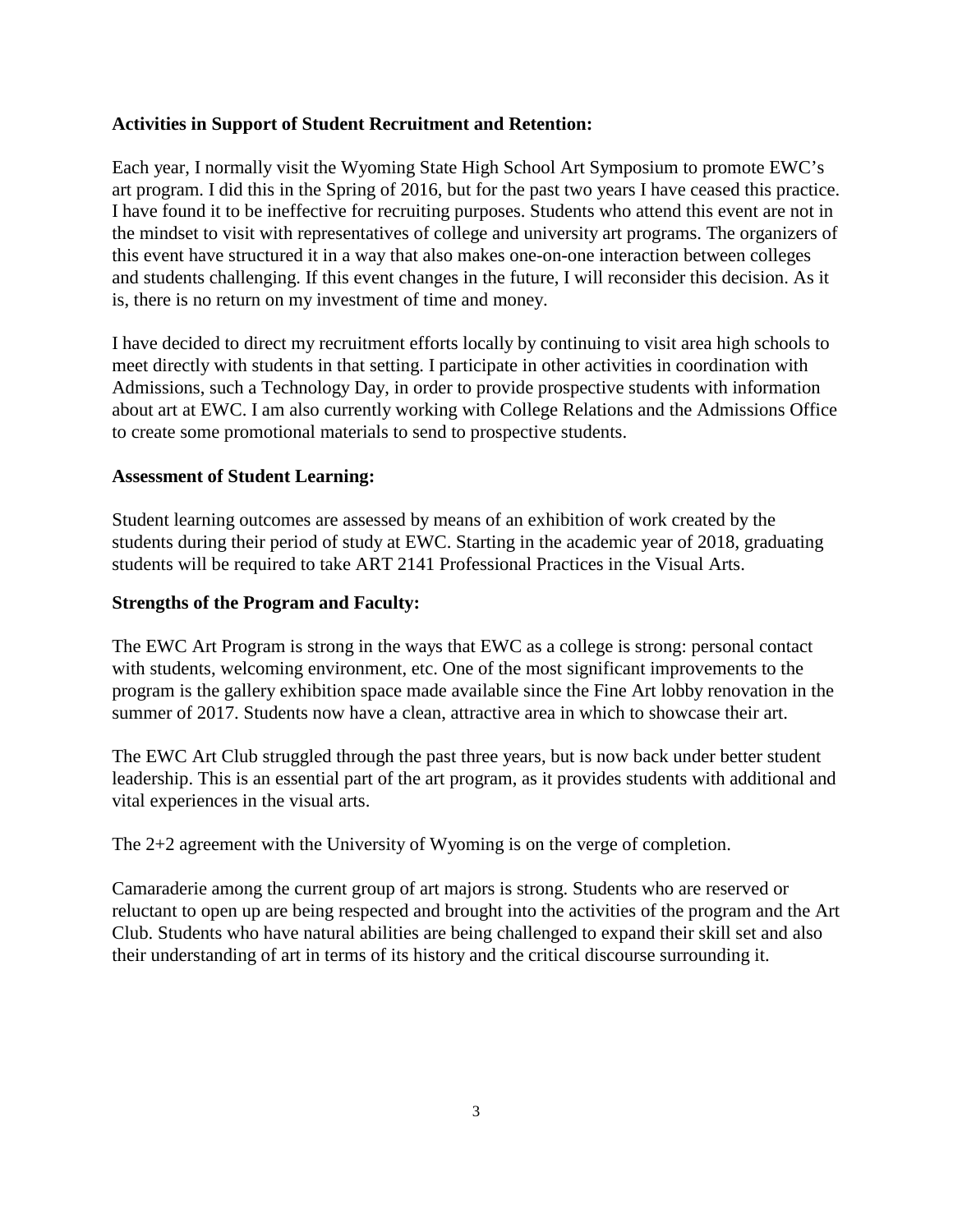**Activities in Support of Student Recruitment and Retention:**

Each year, I normally visit the Wyoming State High School Art Symposium to promote EWC's art program. I did this in the Spring of 2016, but for the past two years I have ceased this practice. I have found it to be ineffective for recruiting purposes. Students who attend this event are not in the mindset to visit with representatives of college and university art programs. The organizers of this event have structured it in a way that also makes one-on-one interaction between colleges and students challenging. If this event changes in the future, I will reconsider this decision. As it is, there is no return on my investment of time and money.

I have decided to direct my recruitment efforts locally by continuing to visit area high schools to meet directly with students in that setting. I participate in other activities in coordination with Admissions, such a Technology Day, in order to provide prospective students with information about art at EWC. I am also currently working with College Relations and the Admissions Office to create some promotional materials to send to prospective students.

**Assessment of Student Learning:**

Student learning outcomes are assessed by means of an exhibition of work created by the students during their period of study at EWC. Starting in the academic year of 2018, graduating students will be required to take ART 2141 Professional Practices in the Visual Arts.

**Strengths of the Program and Faculty:**

The EWC Art Program is strong in the ways that EWC as a college is strong: personal contact with students, welcoming environment, etc. One of the most significant improvements to the program is the gallery exhibition space made available since the Fine Art lobby renovation in the summer of 2017. Students now have a clean, attractive area in which to showcase their art.

The EWC Art Club struggled through the past three years, but is now back under better student leadership. This is an essential part of the art program, as it provides students with additional and vital experiences in the visual arts.

The 2+2 agreement with the University of Wyoming is on the verge of completion.

Camaraderie among the current group of art majors is strong. Students who are reserved or reluctant to open up are being respected and brought into the activities of the program and the Art Club. Students who have natural abilities are being challenged to expand their skill set and also their understanding of art in terms of its history and the critical discourse surrounding it.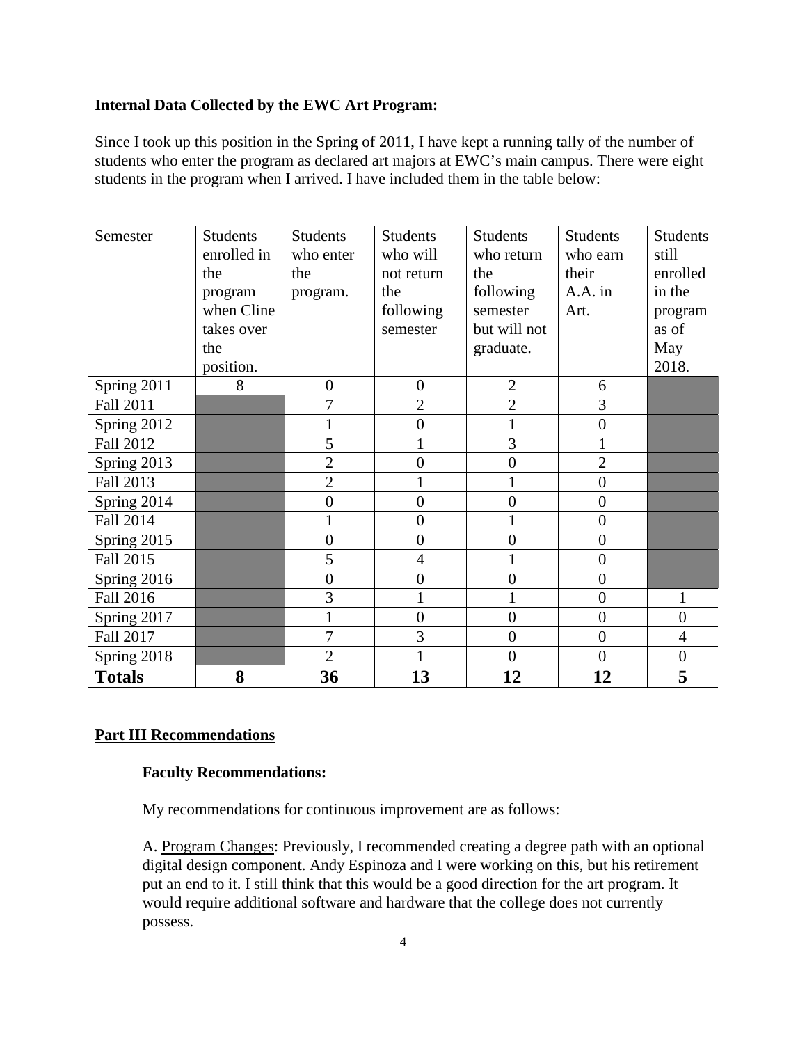**Internal Data Collected by the EWC Art Program:**

Since I took up this position in the Spring of 2011, I have kept a running tally of the number of students who enter the program as declared art majors at EWC's main campus. There were eight students in the program when I arrived. I have included them in the table below:

| Semester | Students enrolled in the program when Cline takes over the position. | Students who enter the program. | Students who will not return the following semester | Students who return the following semester but will not graduate. | Students who earn their A.A. in Art. | Students still enrolled in the program as of May 2018. |
|---|---|---|---|---|---|---|
| Spring 2011 | 8 | 0 | 0 | 2 | 6 | |
| Fall 2011 | | 7 | 2 | 2 | 3 | |
| Spring 2012 | | 1 | 0 | 1 | 0 | |
| Fall 2012 | | 5 | 1 | 3 | 1 | |
| Spring 2013 | | 2 | 0 | 0 | 2 | |
| Fall 2013 | | 2 | 1 | 1 | 0 | |
| Spring 2014 | | 0 | 0 | 0 | 0 | |
| Fall 2014 | | 1 | 0 | 1 | 0 | |
| Spring 2015 | | 0 | 0 | 0 | 0 | |
| Fall 2015 | | 5 | 4 | 1 | 0 | |
| Spring 2016 | | 0 | 0 | 0 | 0 | |
| Fall 2016 | | 3 | 1 | 1 | 0 | 1 |
| Spring 2017 | | 1 | 0 | 0 | 0 | 0 |
| Fall 2017 | | 7 | 3 | 0 | 0 | 4 |
| Spring 2018 | | 2 | 1 | 0 | 0 | 0 |
| **Totals** | **8** | **36** | **13** | **12** | **12** | **5** |

## Part III Recommendations

### Faculty Recommendations:

My recommendations for continuous improvement are as follows:

A. Program Changes: Previously, I recommended creating a degree path with an optional digital design component. Andy Espinoza and I were working on this, but his retirement put an end to it. I still think that this would be a good direction for the art program. It would require additional software and hardware that the college does not currently possess.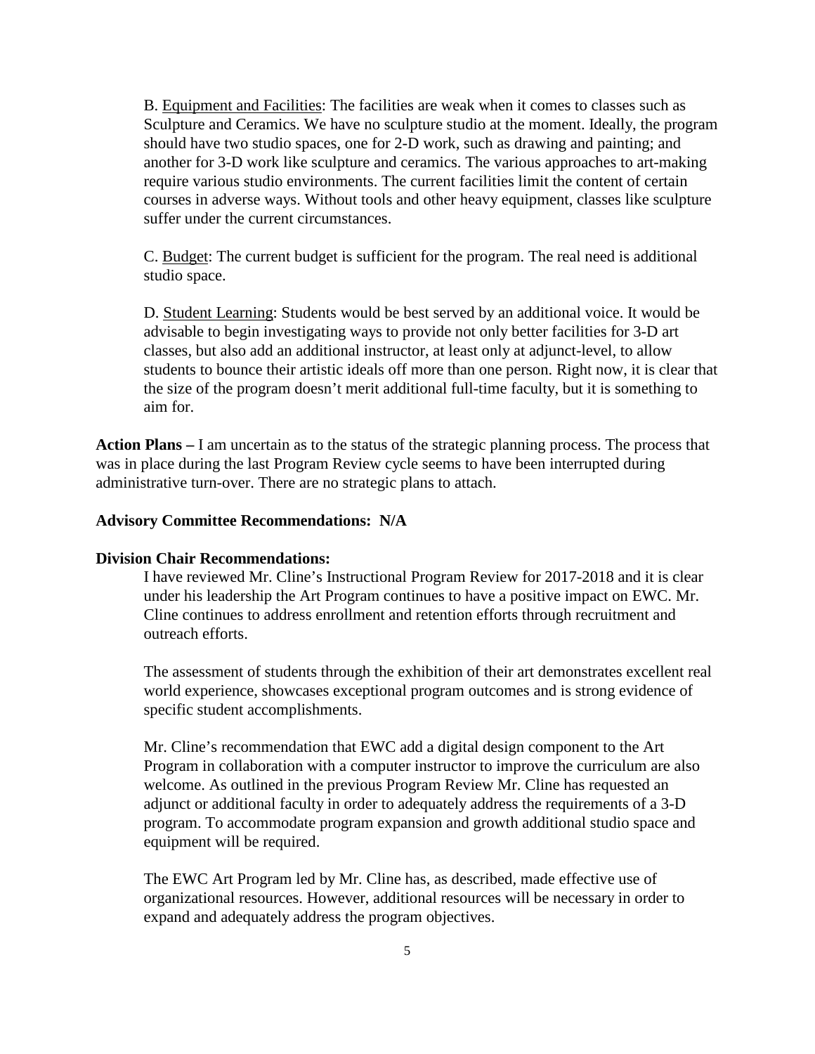B. Equipment and Facilities: The facilities are weak when it comes to classes such as Sculpture and Ceramics. We have no sculpture studio at the moment. Ideally, the program should have two studio spaces, one for 2-D work, such as drawing and painting; and another for 3-D work like sculpture and ceramics. The various approaches to art-making require various studio environments. The current facilities limit the content of certain courses in adverse ways. Without tools and other heavy equipment, classes like sculpture suffer under the current circumstances.

C. Budget: The current budget is sufficient for the program. The real need is additional studio space.

D. Student Learning: Students would be best served by an additional voice. It would be advisable to begin investigating ways to provide not only better facilities for 3-D art classes, but also add an additional instructor, at least only at adjunct-level, to allow students to bounce their artistic ideals off more than one person. Right now, it is clear that the size of the program doesn't merit additional full-time faculty, but it is something to aim for.

**Action Plans –** I am uncertain as to the status of the strategic planning process. The process that was in place during the last Program Review cycle seems to have been interrupted during administrative turn-over. There are no strategic plans to attach.

**Advisory Committee Recommendations: N/A**

**Division Chair Recommendations:**

I have reviewed Mr. Cline's Instructional Program Review for 2017-2018 and it is clear under his leadership the Art Program continues to have a positive impact on EWC. Mr. Cline continues to address enrollment and retention efforts through recruitment and outreach efforts.

The assessment of students through the exhibition of their art demonstrates excellent real world experience, showcases exceptional program outcomes and is strong evidence of specific student accomplishments.

Mr. Cline's recommendation that EWC add a digital design component to the Art Program in collaboration with a computer instructor to improve the curriculum are also welcome. As outlined in the previous Program Review Mr. Cline has requested an adjunct or additional faculty in order to adequately address the requirements of a 3-D program. To accommodate program expansion and growth additional studio space and equipment will be required.

The EWC Art Program led by Mr. Cline has, as described, made effective use of organizational resources. However, additional resources will be necessary in order to expand and adequately address the program objectives.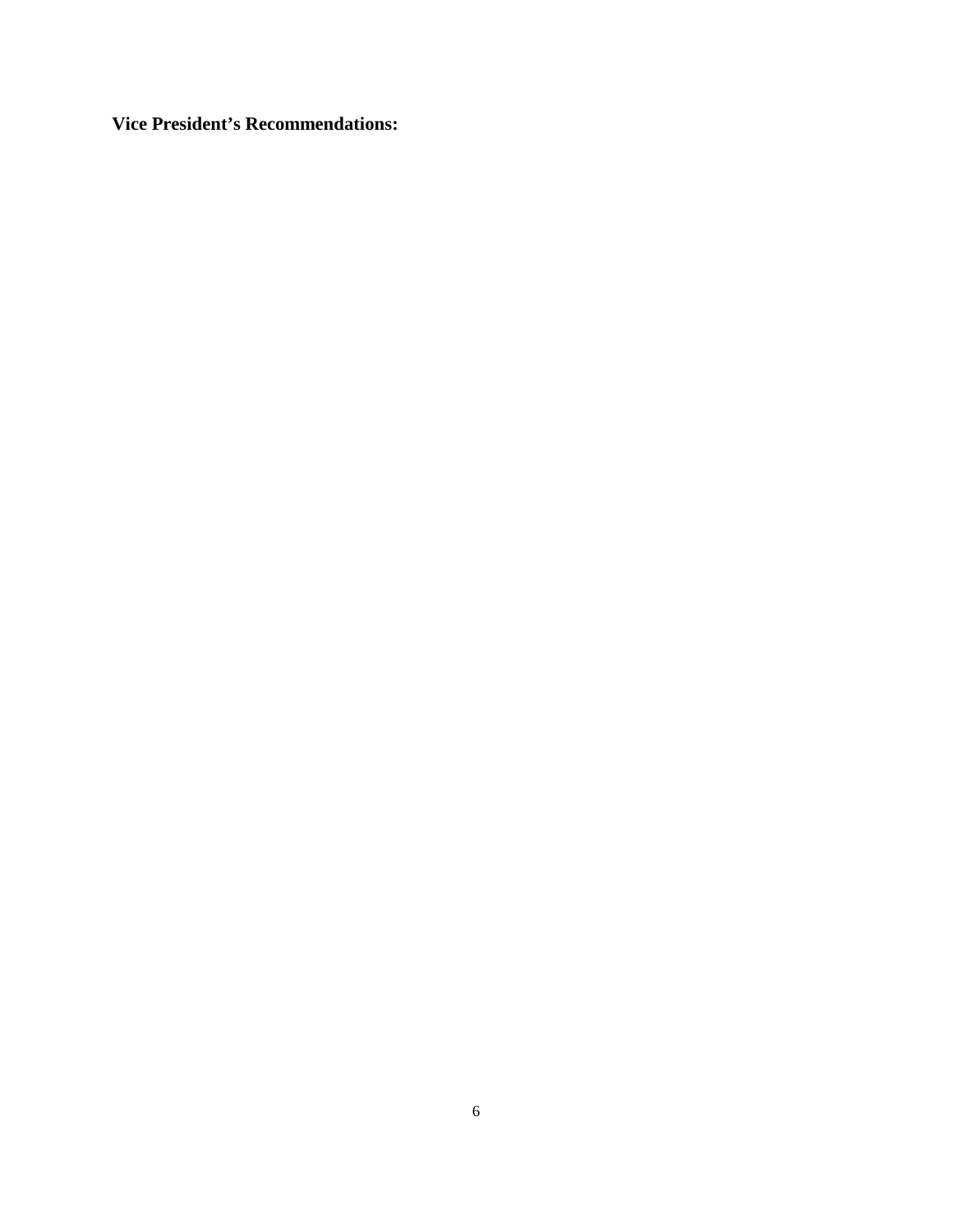**Vice President's Recommendations:**